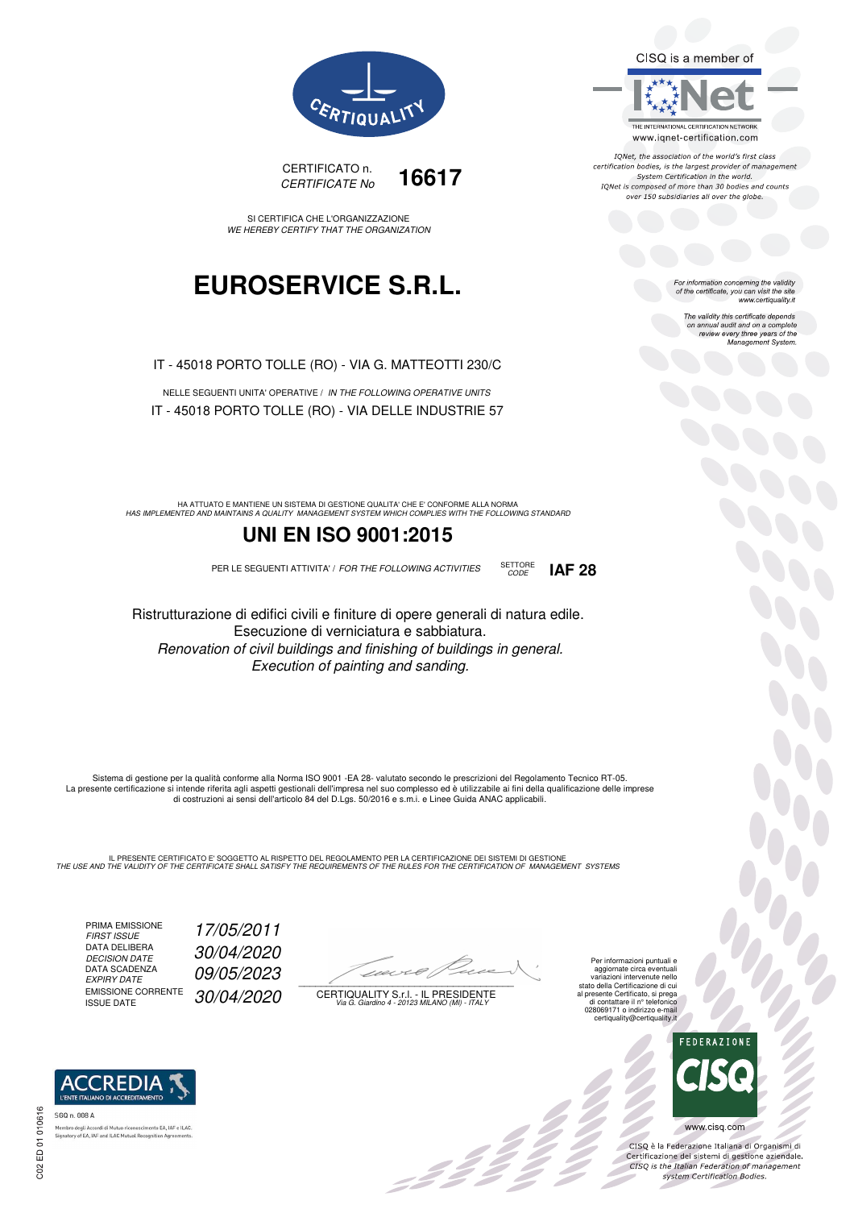CERTIQUALITY

CERTIFICATO n.
*CERTIFICATE No* **16617**

SI CERTIFICA CHE L'ORGANIZZAZIONE
*WE HEREBY CERTIFY THAT THE ORGANIZATION*

# EUROSERVICE S.R.L.

IT - 45018 PORTO TOLLE (RO) - VIA G. MATTEOTTI 230/C

NELLE SEGUENTI UNITA' OPERATIVE / *IN THE FOLLOWING OPERATIVE UNITS*

IT - 45018 PORTO TOLLE (RO) - VIA DELLE INDUSTRIE 57

HA ATTUATO E MANTIENE UN SISTEMA DI GESTIONE QUALITA' CHE E' CONFORME ALLA NORMA
*HAS IMPLEMENTED AND MAINTAINS A QUALITY MANAGEMENT SYSTEM WHICH COMPLIES WITH THE FOLLOWING STANDARD*

## UNI EN ISO 9001:2015

PER LE SEGUENTI ATTIVITA' / *FOR THE FOLLOWING ACTIVITIES* SETTORE *CODE* **IAF 28**

Ristrutturazione di edifici civili e finiture di opere generali di natura edile.
Esecuzione di verniciatura e sabbiatura.
*Renovation of civil buildings and finishing of buildings in general.*
*Execution of painting and sanding.*

Sistema di gestione per la qualità conforme alla Norma ISO 9001 -EA 28- valutato secondo le prescrizioni del Regolamento Tecnico RT-05.
La presente certificazione si intende riferita agli aspetti gestionali dell'impresa nel suo complesso ed è utilizzabile ai fini della qualificazione delle imprese di costruzioni ai sensi dell'articolo 84 del D.Lgs. 50/2016 e s.m.i. e Linee Guida ANAC applicabili.

IL PRESENTE CERTIFICATO E' SOGGETTO AL RISPETTO DEL REGOLAMENTO PER LA CERTIFICAZIONE DEI SISTEMI DI GESTIONE
*THE USE AND THE VALIDITY OF THE CERTIFICATE SHALL SATISFY THE REQUIREMENTS OF THE RULES FOR THE CERTIFICATION OF MANAGEMENT SYSTEMS*

| | |
|---|---|
| PRIMA EMISSIONE *FIRST ISSUE* | *17/05/2011* |
| DATA DELIBERA *DECISION DATE* | *30/04/2020* |
| DATA SCADENZA *EXPIRY DATE* | *09/05/2023* |
| EMISSIONE CORRENTE *ISSUE DATE* | *30/04/2020* |

CERTIQUALITY S.r.l. - IL PRESIDENTE
*Via G. Giardino 4 - 20123 MILANO (MI) - ITALY*

Per informazioni puntuali e aggiornate circa eventuali variazioni intervenute nello stato della Certificazione di cui al presente Certificato, si prega di contattare il n° telefonico 028069171 o indirizzo e-mail certiquality@certiquality.it

CISQ is a member of IQNet
THE INTERNATIONAL CERTIFICATION NETWORK
www.iqnet-certification.com

*IQNet, the association of the world's first class certification bodies, is the largest provider of management System Certification in the world. IQNet is composed of more than 30 bodies and counts over 150 subsidiaries all over the globe.*

*For information concerning the validity of the certificate, you can visit the site www.certiquality.it*

*The validity this certificate depends on annual audit and on a complete review every three years of the Management System.*

ACCREDIA
L'ENTE ITALIANO DI ACCREDITAMENTO
SGQ n. 008 A
Membro degli Accordi di Mutuo riconoscimento EA, IAF e ILAC
Signatory of EA, IAF and ILAC Mutual Recognition Agreements

FEDERAZIONE CISQ
www.cisq.com
CISQ è la Federazione Italiana di Organismi di Certificazione dei sistemi di gestione aziendale.
*CISQ is the Italian Federation of management system Certification Bodies.*

C02 ED 01 010616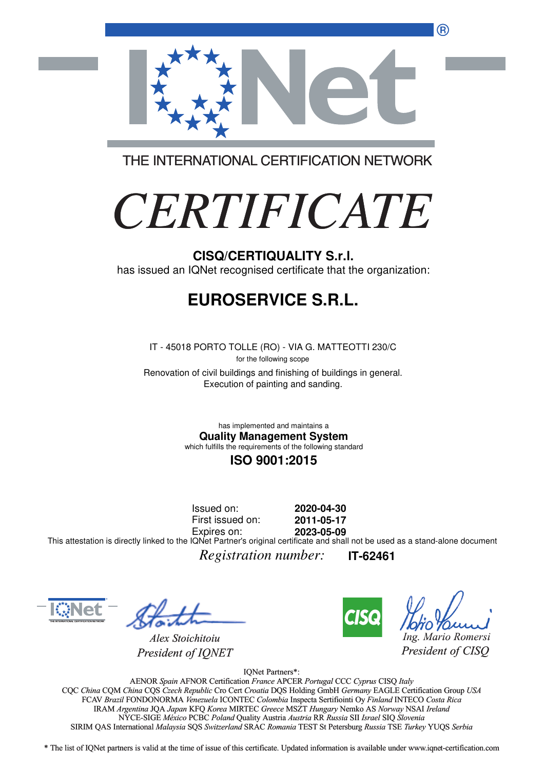IQNet®

THE INTERNATIONAL CERTIFICATION NETWORK

# *CERTIFICATE*

**CISQ/CERTIQUALITY S.r.l.**

has issued an IQNet recognised certificate that the organization:

## EUROSERVICE S.R.L.

IT - 45018 PORTO TOLLE (RO) - VIA G. MATTEOTTI 230/C

for the following scope

Renovation of civil buildings and finishing of buildings in general.
Execution of painting and sanding.

has implemented and maintains a

**Quality Management System**

which fulfills the requirements of the following standard

**ISO 9001:2015**

| | |
|---|---|
| Issued on: | **2020-04-30** |
| First issued on: | **2011-05-17** |
| Expires on: | **2023-05-09** |

This attestation is directly linked to the IQNet Partner's original certificate and shall not be used as a stand-alone document

*Registration number:* **IT-62461**

*Alex Stoichitoiu*
*President of IQNET*

*Ing. Mario Romersi*
*President of CISQ*

IQNet Partners*:

AENOR *Spain* AFNOR Certification *France* APCER *Portugal* CCC *Cyprus* CISQ *Italy*
CQC *China* CQM *China* CQS *Czech Republic* Cro Cert *Croatia* DQS Holding GmbH *Germany* EAGLE Certification Group *USA*
FCAV *Brazil* FONDONORMA *Venezuela* ICONTEC *Colombia* Inspecta Sertifiointi Oy *Finland* INTECO *Costa Rica*
IRAM *Argentina* JQA *Japan* KFQ *Korea* MIRTEC *Greece* MSZT *Hungary* Nemko AS *Norway* NSAI *Ireland*
NYCE-SIGE *México* PCBC *Poland* Quality Austria *Austria* RR *Russia* SII *Israel* SIQ *Slovenia*
SIRIM QAS International *Malaysia* SQS *Switzerland* SRAC *Romania* TEST St Petersburg *Russia* TSE *Turkey* YUQS *Serbia*

* The list of IQNet partners is valid at the time of issue of this certificate. Updated information is available under www.iqnet-certification.com